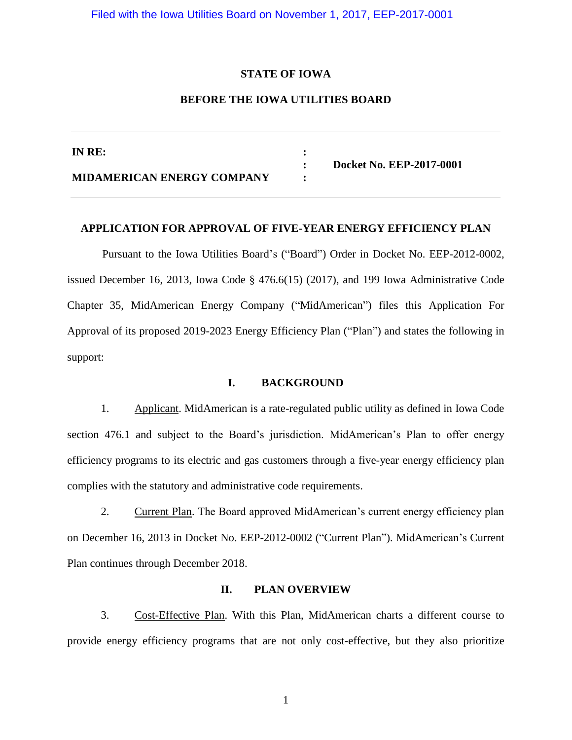**STATE OF IOWA**

**BEFORE THE IOWA UTILITIES BOARD**

| | | |
|---|---|---|
| **IN RE:** | : | |
| | : | **Docket No. EEP-2017-0001** |
| **MIDAMERICAN ENERGY COMPANY** | : | |

**APPLICATION FOR APPROVAL OF FIVE-YEAR ENERGY EFFICIENCY PLAN**

Pursuant to the Iowa Utilities Board's ("Board") Order in Docket No. EEP-2012-0002, issued December 16, 2013, Iowa Code § 476.6(15) (2017), and 199 Iowa Administrative Code Chapter 35, MidAmerican Energy Company ("MidAmerican") files this Application For Approval of its proposed 2019-2023 Energy Efficiency Plan ("Plan") and states the following in support:

## I. BACKGROUND

1. Applicant. MidAmerican is a rate-regulated public utility as defined in Iowa Code section 476.1 and subject to the Board's jurisdiction. MidAmerican's Plan to offer energy efficiency programs to its electric and gas customers through a five-year energy efficiency plan complies with the statutory and administrative code requirements.

2. Current Plan. The Board approved MidAmerican's current energy efficiency plan on December 16, 2013 in Docket No. EEP-2012-0002 ("Current Plan"). MidAmerican's Current Plan continues through December 2018.

## II. PLAN OVERVIEW

3. Cost-Effective Plan. With this Plan, MidAmerican charts a different course to provide energy efficiency programs that are not only cost-effective, but they also prioritize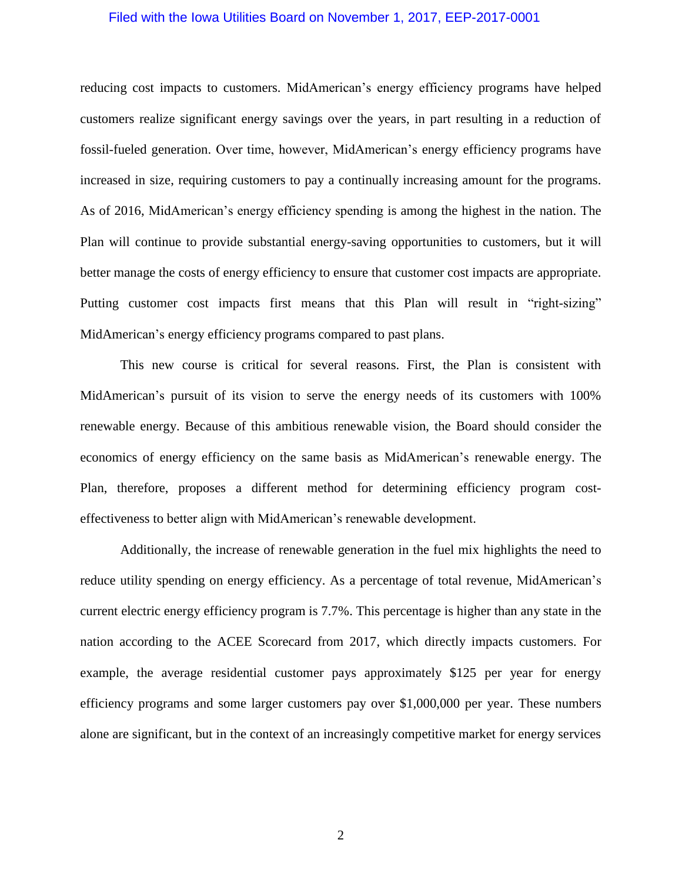reducing cost impacts to customers. MidAmerican's energy efficiency programs have helped customers realize significant energy savings over the years, in part resulting in a reduction of fossil-fueled generation. Over time, however, MidAmerican's energy efficiency programs have increased in size, requiring customers to pay a continually increasing amount for the programs. As of 2016, MidAmerican's energy efficiency spending is among the highest in the nation. The Plan will continue to provide substantial energy-saving opportunities to customers, but it will better manage the costs of energy efficiency to ensure that customer cost impacts are appropriate. Putting customer cost impacts first means that this Plan will result in "right-sizing" MidAmerican's energy efficiency programs compared to past plans.

This new course is critical for several reasons. First, the Plan is consistent with MidAmerican's pursuit of its vision to serve the energy needs of its customers with 100% renewable energy. Because of this ambitious renewable vision, the Board should consider the economics of energy efficiency on the same basis as MidAmerican's renewable energy. The Plan, therefore, proposes a different method for determining efficiency program cost-effectiveness to better align with MidAmerican's renewable development.

Additionally, the increase of renewable generation in the fuel mix highlights the need to reduce utility spending on energy efficiency. As a percentage of total revenue, MidAmerican's current electric energy efficiency program is 7.7%. This percentage is higher than any state in the nation according to the ACEE Scorecard from 2017, which directly impacts customers. For example, the average residential customer pays approximately $125 per year for energy efficiency programs and some larger customers pay over $1,000,000 per year. These numbers alone are significant, but in the context of an increasingly competitive market for energy services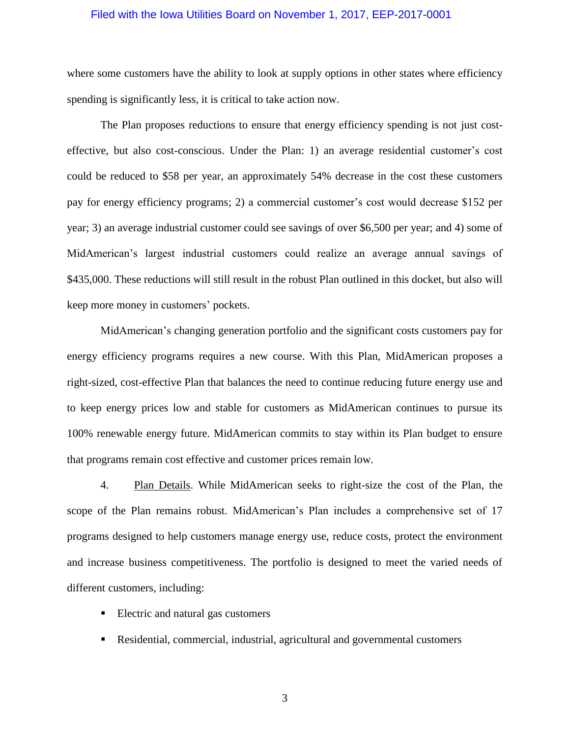where some customers have the ability to look at supply options in other states where efficiency spending is significantly less, it is critical to take action now.

The Plan proposes reductions to ensure that energy efficiency spending is not just cost-effective, but also cost-conscious. Under the Plan: 1) an average residential customer's cost could be reduced to $58 per year, an approximately 54% decrease in the cost these customers pay for energy efficiency programs; 2) a commercial customer's cost would decrease $152 per year; 3) an average industrial customer could see savings of over $6,500 per year; and 4) some of MidAmerican's largest industrial customers could realize an average annual savings of $435,000. These reductions will still result in the robust Plan outlined in this docket, but also will keep more money in customers' pockets.

MidAmerican's changing generation portfolio and the significant costs customers pay for energy efficiency programs requires a new course. With this Plan, MidAmerican proposes a right-sized, cost-effective Plan that balances the need to continue reducing future energy use and to keep energy prices low and stable for customers as MidAmerican continues to pursue its 100% renewable energy future. MidAmerican commits to stay within its Plan budget to ensure that programs remain cost effective and customer prices remain low.

4. Plan Details. While MidAmerican seeks to right-size the cost of the Plan, the scope of the Plan remains robust. MidAmerican's Plan includes a comprehensive set of 17 programs designed to help customers manage energy use, reduce costs, protect the environment and increase business competitiveness. The portfolio is designed to meet the varied needs of different customers, including:

- Electric and natural gas customers
- Residential, commercial, industrial, agricultural and governmental customers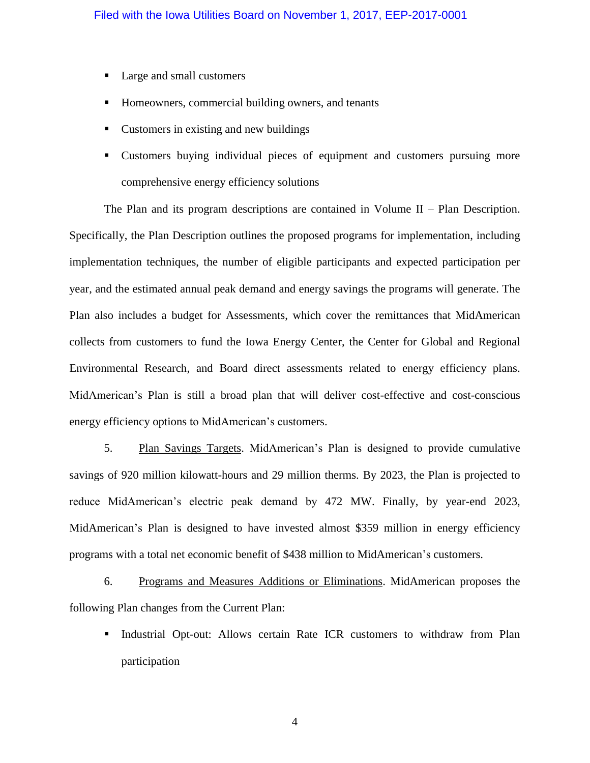- Large and small customers
- Homeowners, commercial building owners, and tenants
- Customers in existing and new buildings
- Customers buying individual pieces of equipment and customers pursuing more comprehensive energy efficiency solutions

The Plan and its program descriptions are contained in Volume II – Plan Description. Specifically, the Plan Description outlines the proposed programs for implementation, including implementation techniques, the number of eligible participants and expected participation per year, and the estimated annual peak demand and energy savings the programs will generate. The Plan also includes a budget for Assessments, which cover the remittances that MidAmerican collects from customers to fund the Iowa Energy Center, the Center for Global and Regional Environmental Research, and Board direct assessments related to energy efficiency plans. MidAmerican's Plan is still a broad plan that will deliver cost-effective and cost-conscious energy efficiency options to MidAmerican's customers.

5. Plan Savings Targets. MidAmerican's Plan is designed to provide cumulative savings of 920 million kilowatt-hours and 29 million therms. By 2023, the Plan is projected to reduce MidAmerican's electric peak demand by 472 MW. Finally, by year-end 2023, MidAmerican's Plan is designed to have invested almost $359 million in energy efficiency programs with a total net economic benefit of $438 million to MidAmerican's customers.

6. Programs and Measures Additions or Eliminations. MidAmerican proposes the following Plan changes from the Current Plan:

- Industrial Opt-out: Allows certain Rate ICR customers to withdraw from Plan participation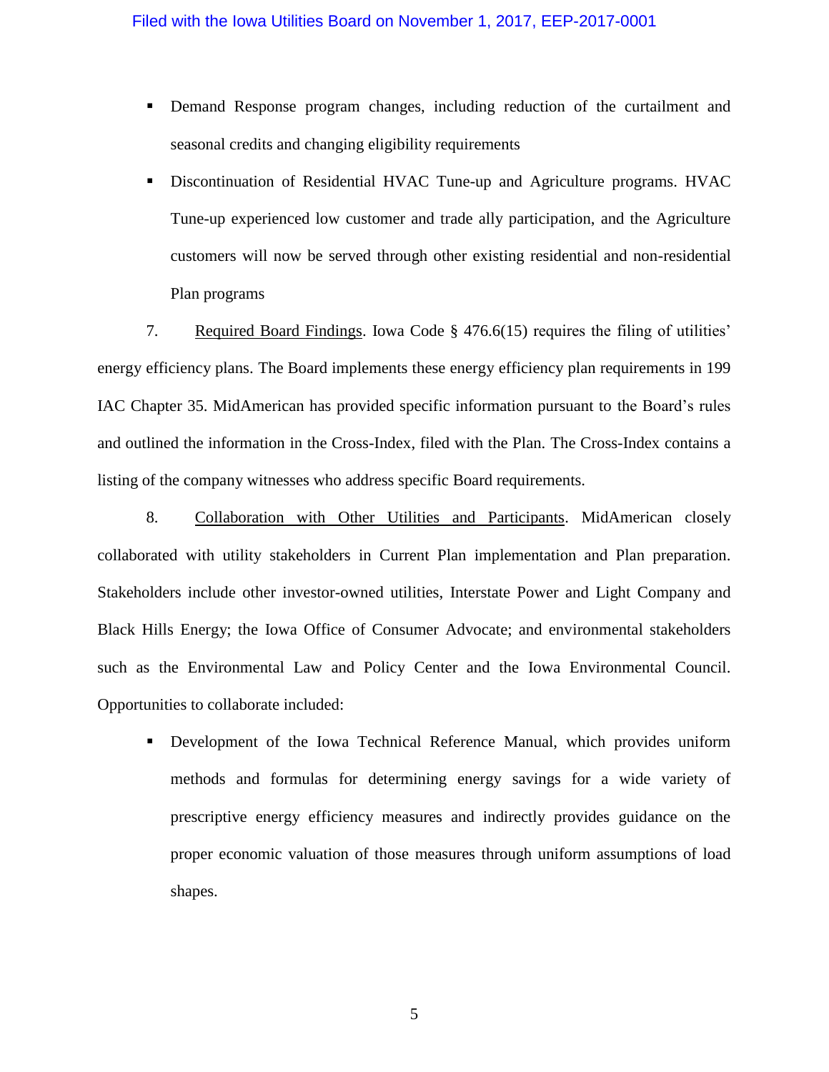- Demand Response program changes, including reduction of the curtailment and seasonal credits and changing eligibility requirements
- Discontinuation of Residential HVAC Tune-up and Agriculture programs. HVAC Tune-up experienced low customer and trade ally participation, and the Agriculture customers will now be served through other existing residential and non-residential Plan programs

7. Required Board Findings. Iowa Code § 476.6(15) requires the filing of utilities' energy efficiency plans. The Board implements these energy efficiency plan requirements in 199 IAC Chapter 35. MidAmerican has provided specific information pursuant to the Board's rules and outlined the information in the Cross-Index, filed with the Plan. The Cross-Index contains a listing of the company witnesses who address specific Board requirements.

8. Collaboration with Other Utilities and Participants. MidAmerican closely collaborated with utility stakeholders in Current Plan implementation and Plan preparation. Stakeholders include other investor-owned utilities, Interstate Power and Light Company and Black Hills Energy; the Iowa Office of Consumer Advocate; and environmental stakeholders such as the Environmental Law and Policy Center and the Iowa Environmental Council. Opportunities to collaborate included:

- Development of the Iowa Technical Reference Manual, which provides uniform methods and formulas for determining energy savings for a wide variety of prescriptive energy efficiency measures and indirectly provides guidance on the proper economic valuation of those measures through uniform assumptions of load shapes.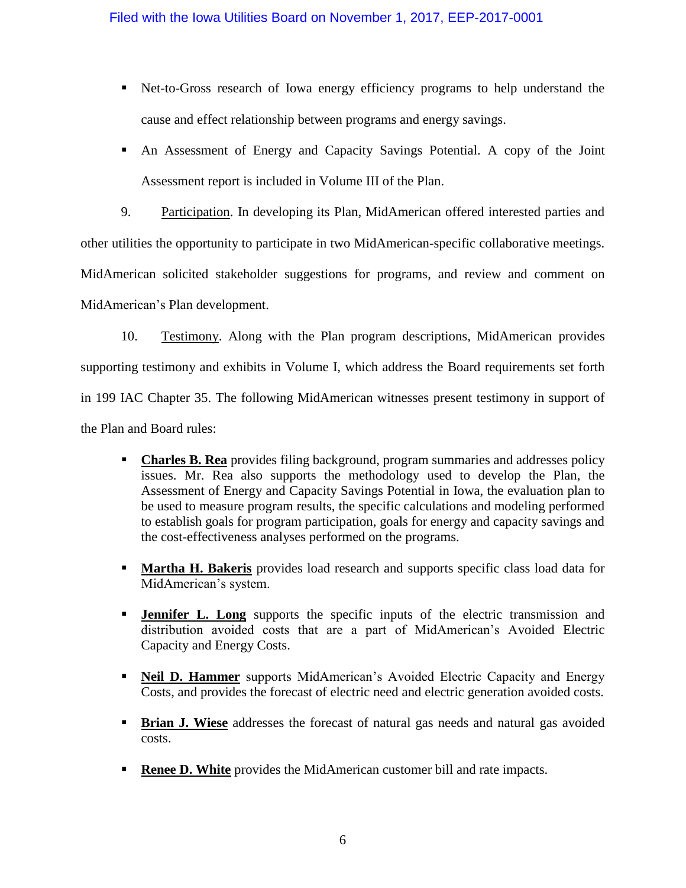- Net-to-Gross research of Iowa energy efficiency programs to help understand the cause and effect relationship between programs and energy savings.
- An Assessment of Energy and Capacity Savings Potential. A copy of the Joint Assessment report is included in Volume III of the Plan.

9. Participation. In developing its Plan, MidAmerican offered interested parties and other utilities the opportunity to participate in two MidAmerican-specific collaborative meetings. MidAmerican solicited stakeholder suggestions for programs, and review and comment on MidAmerican's Plan development.

10. Testimony. Along with the Plan program descriptions, MidAmerican provides supporting testimony and exhibits in Volume I, which address the Board requirements set forth in 199 IAC Chapter 35. The following MidAmerican witnesses present testimony in support of the Plan and Board rules:

- **Charles B. Rea** provides filing background, program summaries and addresses policy issues. Mr. Rea also supports the methodology used to develop the Plan, the Assessment of Energy and Capacity Savings Potential in Iowa, the evaluation plan to be used to measure program results, the specific calculations and modeling performed to establish goals for program participation, goals for energy and capacity savings and the cost-effectiveness analyses performed on the programs.
- **Martha H. Bakeris** provides load research and supports specific class load data for MidAmerican's system.
- **Jennifer L. Long** supports the specific inputs of the electric transmission and distribution avoided costs that are a part of MidAmerican's Avoided Electric Capacity and Energy Costs.
- **Neil D. Hammer** supports MidAmerican's Avoided Electric Capacity and Energy Costs, and provides the forecast of electric need and electric generation avoided costs.
- **Brian J. Wiese** addresses the forecast of natural gas needs and natural gas avoided costs.
- **Renee D. White** provides the MidAmerican customer bill and rate impacts.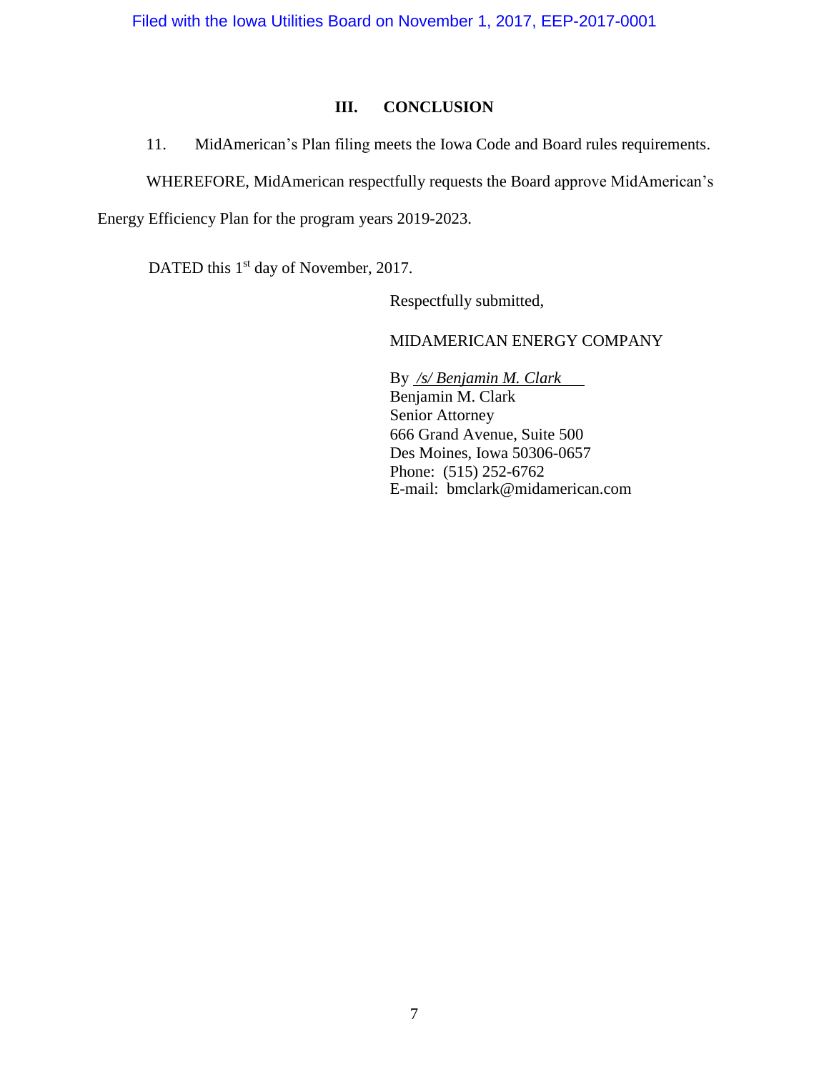## III. CONCLUSION

11. MidAmerican's Plan filing meets the Iowa Code and Board rules requirements.

WHEREFORE, MidAmerican respectfully requests the Board approve MidAmerican's Energy Efficiency Plan for the program years 2019-2023.

DATED this 1st day of November, 2017.

Respectfully submitted,

MIDAMERICAN ENERGY COMPANY

By */s/ Benjamin M. Clark*
Benjamin M. Clark
Senior Attorney
666 Grand Avenue, Suite 500
Des Moines, Iowa 50306-0657
Phone: (515) 252-6762
E-mail: bmclark@midamerican.com